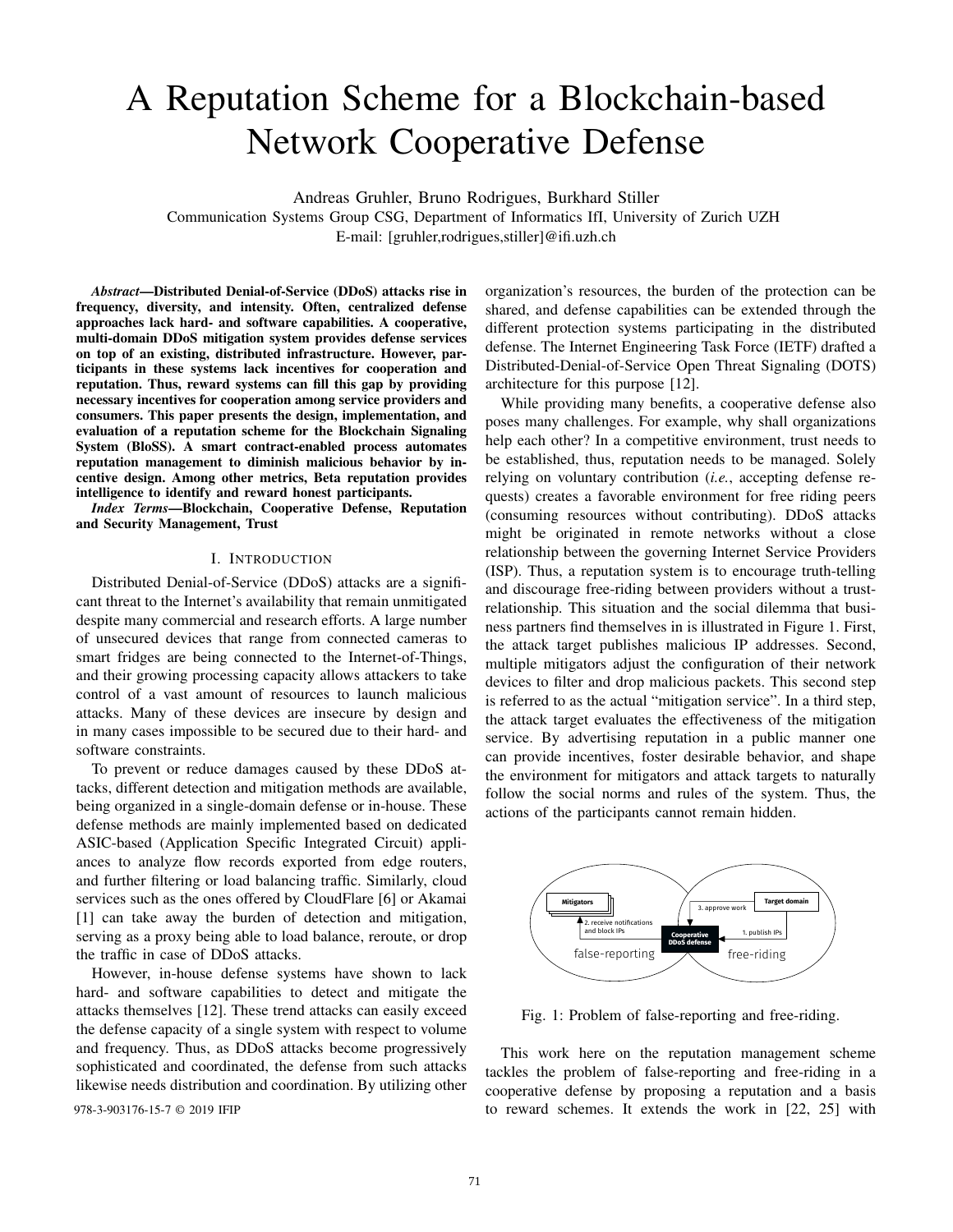# A Reputation Scheme for a Blockchain-based Network Cooperative Defense

Andreas Gruhler, Bruno Rodrigues, Burkhard Stiller
Communication Systems Group CSG, Department of Informatics IfI, University of Zurich UZH
E-mail: [gruhler,rodrigues,stiller]@ifi.uzh.ch

***Abstract*—Distributed Denial-of-Service (DDoS) attacks rise in frequency, diversity, and intensity. Often, centralized defense approaches lack hard- and software capabilities. A cooperative, multi-domain DDoS mitigation system provides defense services on top of an existing, distributed infrastructure. However, participants in these systems lack incentives for cooperation and reputation. Thus, reward systems can fill this gap by providing necessary incentives for cooperation among service providers and consumers. This paper presents the design, implementation, and evaluation of a reputation scheme for the Blockchain Signaling System (BloSS). A smart contract-enabled process automates reputation management to diminish malicious behavior by incentive design. Among other metrics, Beta reputation provides intelligence to identify and reward honest participants.**

***Index Terms*—Blockchain, Cooperative Defense, Reputation and Security Management, Trust**

## I. Introduction

Distributed Denial-of-Service (DDoS) attacks are a significant threat to the Internet's availability that remain unmitigated despite many commercial and research efforts. A large number of unsecured devices that range from connected cameras to smart fridges are being connected to the Internet-of-Things, and their growing processing capacity allows attackers to take control of a vast amount of resources to launch malicious attacks. Many of these devices are insecure by design and in many cases impossible to be secured due to their hard- and software constraints.

To prevent or reduce damages caused by these DDoS attacks, different detection and mitigation methods are available, being organized in a single-domain defense or in-house. These defense methods are mainly implemented based on dedicated ASIC-based (Application Specific Integrated Circuit) appliances to analyze flow records exported from edge routers, and further filtering or load balancing traffic. Similarly, cloud services such as the ones offered by CloudFlare [6] or Akamai [1] can take away the burden of detection and mitigation, serving as a proxy being able to load balance, reroute, or drop the traffic in case of DDoS attacks.

However, in-house defense systems have shown to lack hard- and software capabilities to detect and mitigate the attacks themselves [12]. These trend attacks can easily exceed the defense capacity of a single system with respect to volume and frequency. Thus, as DDoS attacks become progressively sophisticated and coordinated, the defense from such attacks likewise needs distribution and coordination. By utilizing other organization's resources, the burden of the protection can be shared, and defense capabilities can be extended through the different protection systems participating in the distributed defense. The Internet Engineering Task Force (IETF) drafted a Distributed-Denial-of-Service Open Threat Signaling (DOTS) architecture for this purpose [12].

While providing many benefits, a cooperative defense also poses many challenges. For example, why shall organizations help each other? In a competitive environment, trust needs to be established, thus, reputation needs to be managed. Solely relying on voluntary contribution (*i.e.*, accepting defense requests) creates a favorable environment for free riding peers (consuming resources without contributing). DDoS attacks might be originated in remote networks without a close relationship between the governing Internet Service Providers (ISP). Thus, a reputation system is to encourage truth-telling and discourage free-riding between providers without a trust-relationship. This situation and the social dilemma that business partners find themselves in is illustrated in Figure 1. First, the attack target publishes malicious IP addresses. Second, multiple mitigators adjust the configuration of their network devices to filter and drop malicious packets. This second step is referred to as the actual "mitigation service". In a third step, the attack target evaluates the effectiveness of the mitigation service. By advertising reputation in a public manner one can provide incentives, foster desirable behavior, and shape the environment for mitigators and attack targets to naturally follow the social norms and rules of the system. Thus, the actions of the participants cannot remain hidden.

Fig. 1: Problem of false-reporting and free-riding.

This work here on the reputation management scheme tackles the problem of false-reporting and free-riding in a cooperative defense by proposing a reputation and a basis to reward schemes. It extends the work in [22, 25] with

978-3-903176-15-7 © 2019 IFIP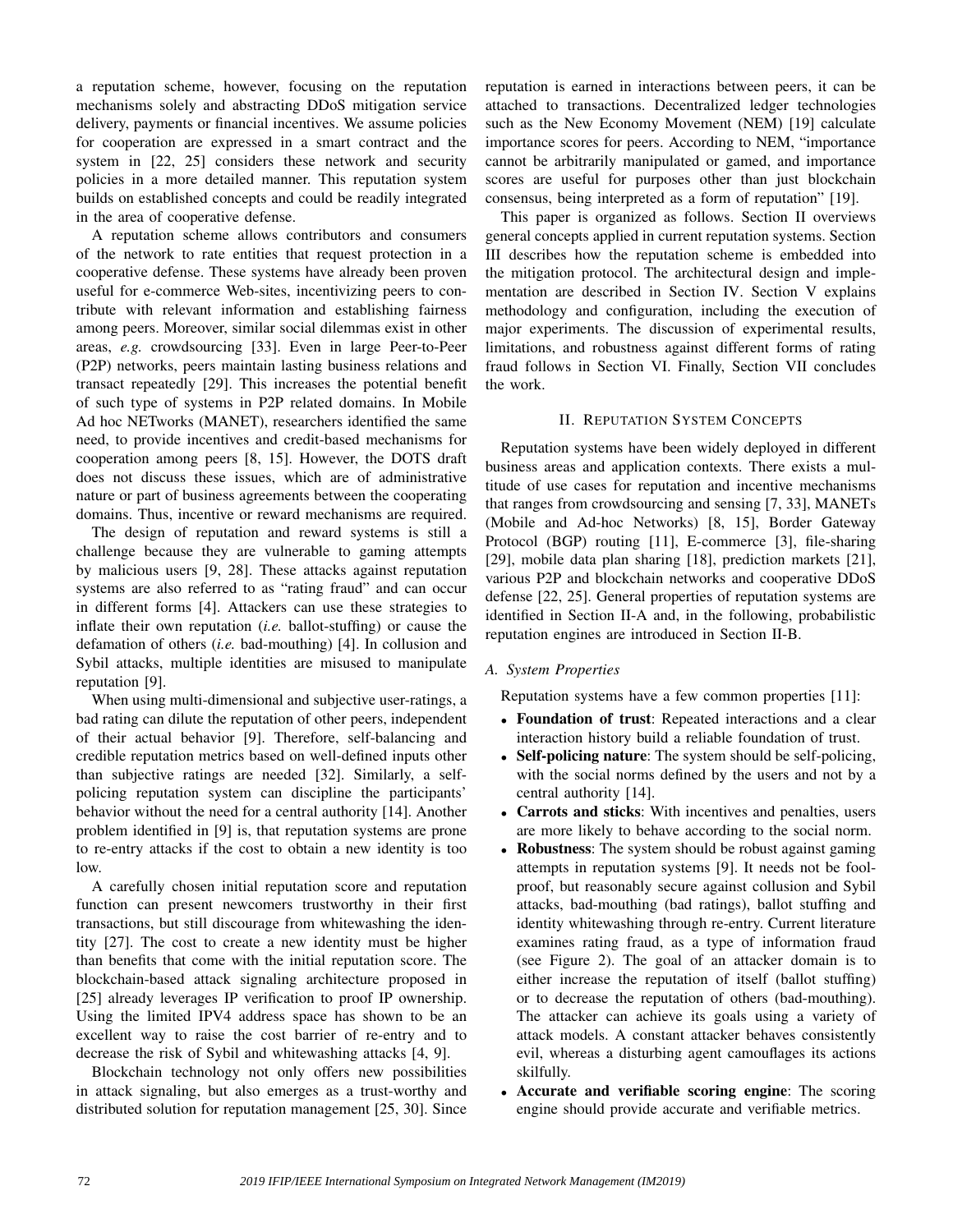a reputation scheme, however, focusing on the reputation mechanisms solely and abstracting DDoS mitigation service delivery, payments or financial incentives. We assume policies for cooperation are expressed in a smart contract and the system in [22, 25] considers these network and security policies in a more detailed manner. This reputation system builds on established concepts and could be readily integrated in the area of cooperative defense.

A reputation scheme allows contributors and consumers of the network to rate entities that request protection in a cooperative defense. These systems have already been proven useful for e-commerce Web-sites, incentivizing peers to contribute with relevant information and establishing fairness among peers. Moreover, similar social dilemmas exist in other areas, *e.g.* crowdsourcing [33]. Even in large Peer-to-Peer (P2P) networks, peers maintain lasting business relations and transact repeatedly [29]. This increases the potential benefit of such type of systems in P2P related domains. In Mobile Ad hoc NETworks (MANET), researchers identified the same need, to provide incentives and credit-based mechanisms for cooperation among peers [8, 15]. However, the DOTS draft does not discuss these issues, which are of administrative nature or part of business agreements between the cooperating domains. Thus, incentive or reward mechanisms are required.

The design of reputation and reward systems is still a challenge because they are vulnerable to gaming attempts by malicious users [9, 28]. These attacks against reputation systems are also referred to as "rating fraud" and can occur in different forms [4]. Attackers can use these strategies to inflate their own reputation (*i.e.* ballot-stuffing) or cause the defamation of others (*i.e.* bad-mouthing) [4]. In collusion and Sybil attacks, multiple identities are misused to manipulate reputation [9].

When using multi-dimensional and subjective user-ratings, a bad rating can dilute the reputation of other peers, independent of their actual behavior [9]. Therefore, self-balancing and credible reputation metrics based on well-defined inputs other than subjective ratings are needed [32]. Similarly, a self-policing reputation system can discipline the participants' behavior without the need for a central authority [14]. Another problem identified in [9] is, that reputation systems are prone to re-entry attacks if the cost to obtain a new identity is too low.

A carefully chosen initial reputation score and reputation function can present newcomers trustworthy in their first transactions, but still discourage from whitewashing the identity [27]. The cost to create a new identity must be higher than benefits that come with the initial reputation score. The blockchain-based attack signaling architecture proposed in [25] already leverages IP verification to proof IP ownership. Using the limited IPV4 address space has shown to be an excellent way to raise the cost barrier of re-entry and to decrease the risk of Sybil and whitewashing attacks [4, 9].

Blockchain technology not only offers new possibilities in attack signaling, but also emerges as a trust-worthy and distributed solution for reputation management [25, 30]. Since reputation is earned in interactions between peers, it can be attached to transactions. Decentralized ledger technologies such as the New Economy Movement (NEM) [19] calculate importance scores for peers. According to NEM, "importance cannot be arbitrarily manipulated or gamed, and importance scores are useful for purposes other than just blockchain consensus, being interpreted as a form of reputation" [19].

This paper is organized as follows. Section II overviews general concepts applied in current reputation systems. Section III describes how the reputation scheme is embedded into the mitigation protocol. The architectural design and implementation are described in Section IV. Section V explains methodology and configuration, including the execution of major experiments. The discussion of experimental results, limitations, and robustness against different forms of rating fraud follows in Section VI. Finally, Section VII concludes the work.

## II. Reputation System Concepts

Reputation systems have been widely deployed in different business areas and application contexts. There exists a multitude of use cases for reputation and incentive mechanisms that ranges from crowdsourcing and sensing [7, 33], MANETs (Mobile and Ad-hoc Networks) [8, 15], Border Gateway Protocol (BGP) routing [11], E-commerce [3], file-sharing [29], mobile data plan sharing [18], prediction markets [21], various P2P and blockchain networks and cooperative DDoS defense [22, 25]. General properties of reputation systems are identified in Section II-A and, in the following, probabilistic reputation engines are introduced in Section II-B.

### A. System Properties

Reputation systems have a few common properties [11]:

- **Foundation of trust**: Repeated interactions and a clear interaction history build a reliable foundation of trust.
- **Self-policing nature**: The system should be self-policing, with the social norms defined by the users and not by a central authority [14].
- **Carrots and sticks**: With incentives and penalties, users are more likely to behave according to the social norm.
- **Robustness**: The system should be robust against gaming attempts in reputation systems [9]. It needs not be fool-proof, but reasonably secure against collusion and Sybil attacks, bad-mouthing (bad ratings), ballot stuffing and identity whitewashing through re-entry. Current literature examines rating fraud, as a type of information fraud (see Figure 2). The goal of an attacker domain is to either increase the reputation of itself (ballot stuffing) or to decrease the reputation of others (bad-mouthing). The attacker can achieve its goals using a variety of attack models. A constant attacker behaves consistently evil, whereas a disturbing agent camouflages its actions skilfully.
- **Accurate and verifiable scoring engine**: The scoring engine should provide accurate and verifiable metrics.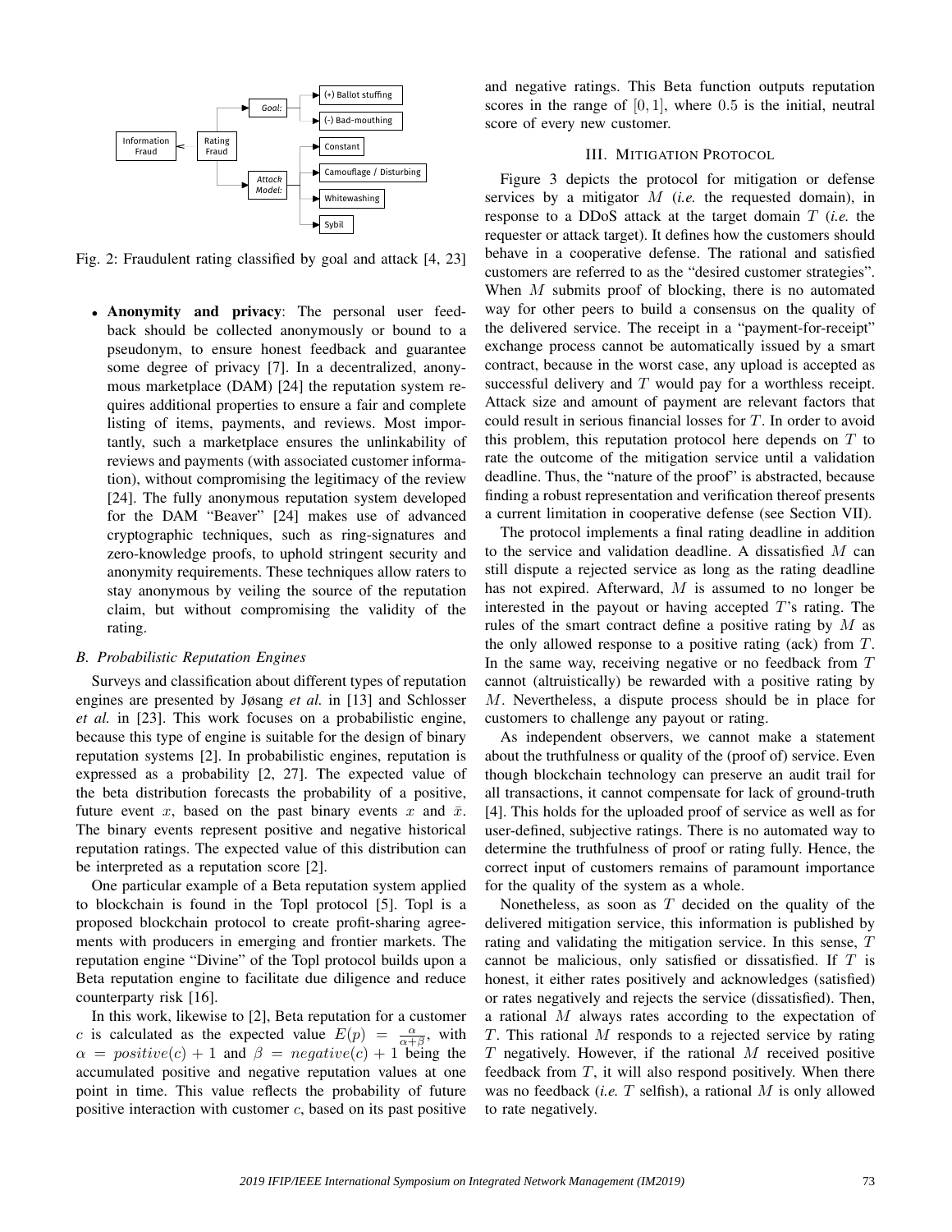Information Fraud < Rating Fraud

Goal: (+) Ballot stuffing; (-) Bad-mouthing

Attack Model: Constant; Camouflage / Disturbing; Whitewashing; Sybil

Fig. 2: Fraudulent rating classified by goal and attack [4, 23]

- **Anonymity and privacy**: The personal user feedback should be collected anonymously or bound to a pseudonym, to ensure honest feedback and guarantee some degree of privacy [7]. In a decentralized, anonymous marketplace (DAM) [24] the reputation system requires additional properties to ensure a fair and complete listing of items, payments, and reviews. Most importantly, such a marketplace ensures the unlinkability of reviews and payments (with associated customer information), without compromising the legitimacy of the review [24]. The fully anonymous reputation system developed for the DAM "Beaver" [24] makes use of advanced cryptographic techniques, such as ring-signatures and zero-knowledge proofs, to uphold stringent security and anonymity requirements. These techniques allow raters to stay anonymous by veiling the source of the reputation claim, but without compromising the validity of the rating.

### B. Probabilistic Reputation Engines

Surveys and classification about different types of reputation engines are presented by Jøsang *et al.* in [13] and Schlosser *et al.* in [23]. This work focuses on a probabilistic engine, because this type of engine is suitable for the design of binary reputation systems [2]. In probabilistic engines, reputation is expressed as a probability [2, 27]. The expected value of the beta distribution forecasts the probability of a positive, future event $x$, based on the past binary events $x$ and $\bar{x}$. The binary events represent positive and negative historical reputation ratings. The expected value of this distribution can be interpreted as a reputation score [2].

One particular example of a Beta reputation system applied to blockchain is found in the Topl protocol [5]. Topl is a proposed blockchain protocol to create profit-sharing agreements with producers in emerging and frontier markets. The reputation engine "Divine" of the Topl protocol builds upon a Beta reputation engine to facilitate due diligence and reduce counterparty risk [16].

In this work, likewise to [2], Beta reputation for a customer $c$ is calculated as the expected value $E(p) = \frac{\alpha}{\alpha+\beta}$, with $\alpha = positive(c) + 1$ and $\beta = negative(c) + 1$ being the accumulated positive and negative reputation values at one point in time. This value reflects the probability of future positive interaction with customer $c$, based on its past positive and negative ratings. This Beta function outputs reputation scores in the range of $[0, 1]$, where $0.5$ is the initial, neutral score of every new customer.

## III. Mitigation Protocol

Figure 3 depicts the protocol for mitigation or defense services by a mitigator $M$ (*i.e.* the requested domain), in response to a DDoS attack at the target domain $T$ (*i.e.* the requester or attack target). It defines how the customers should behave in a cooperative defense. The rational and satisfied customers are referred to as the "desired customer strategies". When $M$ submits proof of blocking, there is no automated way for other peers to build a consensus on the quality of the delivered service. The receipt in a "payment-for-receipt" exchange process cannot be automatically issued by a smart contract, because in the worst case, any upload is accepted as successful delivery and $T$ would pay for a worthless receipt. Attack size and amount of payment are relevant factors that could result in serious financial losses for $T$. In order to avoid this problem, this reputation protocol here depends on $T$ to rate the outcome of the mitigation service until a validation deadline. Thus, the "nature of the proof" is abstracted, because finding a robust representation and verification thereof presents a current limitation in cooperative defense (see Section VII).

The protocol implements a final rating deadline in addition to the service and validation deadline. A dissatisfied $M$ can still dispute a rejected service as long as the rating deadline has not expired. Afterward, $M$ is assumed to no longer be interested in the payout or having accepted $T$'s rating. The rules of the smart contract define a positive rating by $M$ as the only allowed response to a positive rating (ack) from $T$. In the same way, receiving negative or no feedback from $T$ cannot (altruistically) be rewarded with a positive rating by $M$. Nevertheless, a dispute process should be in place for customers to challenge any payout or rating.

As independent observers, we cannot make a statement about the truthfulness or quality of the (proof of) service. Even though blockchain technology can preserve an audit trail for all transactions, it cannot compensate for lack of ground-truth [4]. This holds for the uploaded proof of service as well as for user-defined, subjective ratings. There is no automated way to determine the truthfulness of proof or rating fully. Hence, the correct input of customers remains of paramount importance for the quality of the system as a whole.

Nonetheless, as soon as $T$ decided on the quality of the delivered mitigation service, this information is published by rating and validating the mitigation service. In this sense, $T$ cannot be malicious, only satisfied or dissatisfied. If $T$ is honest, it either rates positively and acknowledges (satisfied) or rates negatively and rejects the service (dissatisfied). Then, a rational $M$ always rates according to the expectation of $T$. This rational $M$ responds to a rejected service by rating $T$ negatively. However, if the rational $M$ received positive feedback from $T$, it will also respond positively. When there was no feedback (*i.e.* $T$ selfish), a rational $M$ is only allowed to rate negatively.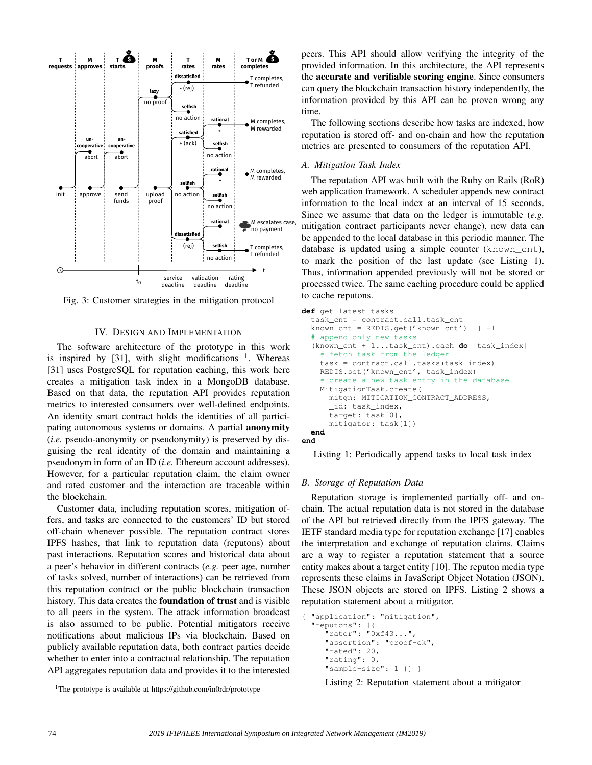Fig. 3: Customer strategies in the mitigation protocol

## IV. Design and Implementation

The software architecture of the prototype in this work is inspired by [31], with slight modifications [1]. Whereas [31] uses PostgreSQL for reputation caching, this work here creates a mitigation task index in a MongoDB database. Based on that data, the reputation API provides reputation metrics to interested consumers over well-defined endpoints. An identity smart contract holds the identities of all participating autonomous systems or domains. A partial **anonymity** (*i.e.* pseudo-anonymity or pseudonymity) is preserved by disguising the real identity of the domain and maintaining a pseudonym in form of an ID (*i.e.* Ethereum account addresses). However, for a particular reputation claim, the claim owner and rated customer and the interaction are traceable within the blockchain.

Customer data, including reputation scores, mitigation offers, and tasks are connected to the customers' ID but stored off-chain whenever possible. The reputation contract stores IPFS hashes, that link to reputation data (reputons) about past interactions. Reputation scores and historical data about a peer's behavior in different contracts (*e.g.* peer age, number of tasks solved, number of interactions) can be retrieved from this reputation contract or the public blockchain transaction history. This data creates the **foundation of trust** and is visible to all peers in the system. The attack information broadcast is also assumed to be public. Potential mitigators receive notifications about malicious IPs via blockchain. Based on publicly available reputation data, both contract parties decide whether to enter into a contractual relationship. The reputation API aggregates reputation data and provides it to the interested peers. This API should allow verifying the integrity of the provided information. In this architecture, the API represents the **accurate and verifiable scoring engine**. Since consumers can query the blockchain transaction history independently, the information provided by this API can be proven wrong any time.

The following sections describe how tasks are indexed, how reputation is stored off- and on-chain and how the reputation metrics are presented to consumers of the reputation API.

### A. Mitigation Task Index

The reputation API was built with the Ruby on Rails (RoR) web application framework. A scheduler appends new contract information to the local index at an interval of 15 seconds. Since we assume that data on the ledger is immutable (*e.g.* mitigation contract participants never change), new data can be appended to the local database in this periodic manner. The database is updated using a simple counter (known_cnt), to mark the position of the last update (see Listing 1). Thus, information appended previously will not be stored or processed twice. The same caching procedure could be applied to cache reputons.

```
def get_latest_tasks
  task_cnt = contract.call.task_cnt
  known_cnt = REDIS.get('known_cnt') || -1
  # append only new tasks
  (known_cnt + 1...task_cnt).each do |task_index|
    # fetch task from the ledger
    task = contract.call.tasks(task_index)
    REDIS.set('known_cnt', task_index)
    # create a new task entry in the database
    MitigationTask.create(
      mitgn: MITIGATION_CONTRACT_ADDRESS,
      _id: task_index,
      target: task[0],
      mitigator: task[1])
  end
end
```

Listing 1: Periodically append tasks to local task index

### B. Storage of Reputation Data

Reputation storage is implemented partially off- and on-chain. The actual reputation data is not stored in the database of the API but retrieved directly from the IPFS gateway. The IETF standard media type for reputation exchange [17] enables the interpretation and exchange of reputation claims. Claims are a way to register a reputation statement that a source entity makes about a target entity [10]. The reputon media type represents these claims in JavaScript Object Notation (JSON). These JSON objects are stored on IPFS. Listing 2 shows a reputation statement about a mitigator.

```
{ "application": "mitigation",
  "reputons": [{
     "rater": "0xf43...",
     "assertion": "proof-ok",
     "rated": 20,
     "rating": 0,
     "sample-size": 1 }] }
```

Listing 2: Reputation statement about a mitigator

[1] The prototype is available at https://github.com/in0rdr/prototype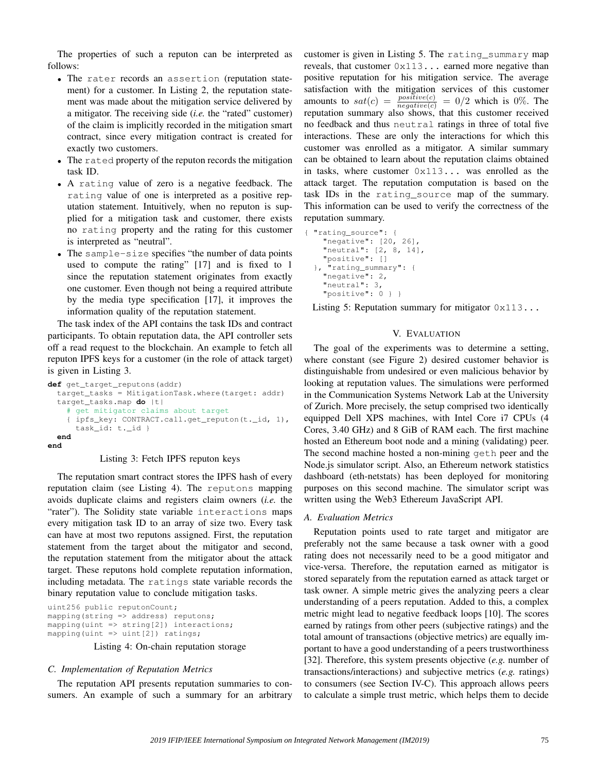The properties of such a reputon can be interpreted as follows:

- The rater records an assertion (reputation statement) for a customer. In Listing 2, the reputation statement was made about the mitigation service delivered by a mitigator. The receiving side (*i.e.* the "rated" customer) of the claim is implicitly recorded in the mitigation smart contract, since every mitigation contract is created for exactly two customers.
- The rated property of the reputon records the mitigation task ID.
- A rating value of zero is a negative feedback. The rating value of one is interpreted as a positive reputation statement. Intuitively, when no reputon is supplied for a mitigation task and customer, there exists no rating property and the rating for this customer is interpreted as "neutral".
- The sample-size specifies "the number of data points used to compute the rating" [17] and is fixed to 1 since the reputation statement originates from exactly one customer. Even though not being a required attribute by the media type specification [17], it improves the information quality of the reputation statement.

The task index of the API contains the task IDs and contract participants. To obtain reputation data, the API controller sets off a read request to the blockchain. An example to fetch all reputon IPFS keys for a customer (in the role of attack target) is given in Listing 3.

```
def get_target_reputons(addr)
  target_tasks = MitigationTask.where(target: addr)
  target_tasks.map do |t|
    # get mitigator claims about target
    { ipfs_key: CONTRACT.call.get_reputon(t._id, 1),
      task_id: t._id }
  end
end
```

Listing 3: Fetch IPFS reputon keys

The reputation smart contract stores the IPFS hash of every reputation claim (see Listing 4). The reputons mapping avoids duplicate claims and registers claim owners (*i.e.* the "rater"). The Solidity state variable interactions maps every mitigation task ID to an array of size two. Every task can have at most two reputons assigned. First, the reputation statement from the target about the mitigator and second, the reputation statement from the mitigator about the attack target. These reputons hold complete reputation information, including metadata. The ratings state variable records the binary reputation value to conclude mitigation tasks.

```
uint256 public reputonCount;
mapping(string => address) reputons;
mapping(uint => string[2]) interactions;
mapping(uint => uint[2]) ratings;
```

Listing 4: On-chain reputation storage

### C. Implementation of Reputation Metrics

The reputation API presents reputation summaries to consumers. An example of such a summary for an arbitrary customer is given in Listing 5. The rating_summary map reveals, that customer 0x113... earned more negative than positive reputation for his mitigation service. The average satisfaction with the mitigation services of this customer amounts to $sat(c) = \frac{positive(c)}{negative(c)} = 0/2$ which is $0\%$. The reputation summary also shows, that this customer received no feedback and thus neutral ratings in three of total five interactions. These are only the interactions for which this customer was enrolled as a mitigator. A similar summary can be obtained to learn about the reputation claims obtained in tasks, where customer 0x113... was enrolled as the attack target. The reputation computation is based on the task IDs in the rating_source map of the summary. This information can be used to verify the correctness of the reputation summary.

```
{ "rating_source": {
    "negative": [20, 26],
    "neutral": [2, 8, 14],
    "positive": []
  }, "rating_summary": {
    "negative": 2,
    "neutral": 3,
    "positive": 0 } }
```

Listing 5: Reputation summary for mitigator 0x113...

## V. Evaluation

The goal of the experiments was to determine a setting, where constant (see Figure 2) desired customer behavior is distinguishable from undesired or even malicious behavior by looking at reputation values. The simulations were performed in the Communication Systems Network Lab at the University of Zurich. More precisely, the setup comprised two identically equipped Dell XPS machines, with Intel Core i7 CPUs (4 Cores, 3.40 GHz) and 8 GiB of RAM each. The first machine hosted an Ethereum boot node and a mining (validating) peer. The second machine hosted a non-mining geth peer and the Node.js simulator script. Also, an Ethereum network statistics dashboard (eth-netstats) has been deployed for monitoring purposes on this second machine. The simulator script was written using the Web3 Ethereum JavaScript API.

### A. Evaluation Metrics

Reputation points used to rate target and mitigator are preferably not the same because a task owner with a good rating does not necessarily need to be a good mitigator and vice-versa. Therefore, the reputation earned as mitigator is stored separately from the reputation earned as attack target or task owner. A simple metric gives the analyzing peers a clear understanding of a peers reputation. Added to this, a complex metric might lead to negative feedback loops [10]. The scores earned by ratings from other peers (subjective ratings) and the total amount of transactions (objective metrics) are equally important to have a good understanding of a peers trustworthiness [32]. Therefore, this system presents objective (*e.g.* number of transactions/interactions) and subjective metrics (*e.g.* ratings) to consumers (see Section IV-C). This approach allows peers to calculate a simple trust metric, which helps them to decide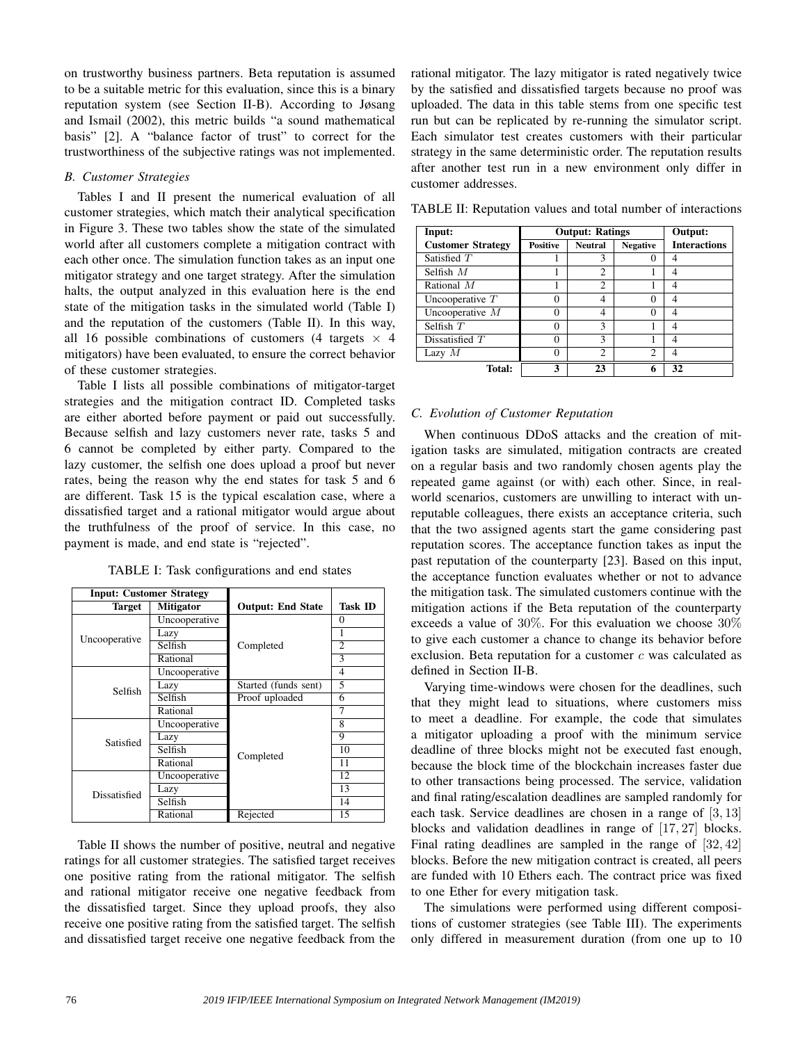on trustworthy business partners. Beta reputation is assumed to be a suitable metric for this evaluation, since this is a binary reputation system (see Section II-B). According to Jøsang and Ismail (2002), this metric builds "a sound mathematical basis" [2]. A "balance factor of trust" to correct for the trustworthiness of the subjective ratings was not implemented.

### B. Customer Strategies

Tables I and II present the numerical evaluation of all customer strategies, which match their analytical specification in Figure 3. These two tables show the state of the simulated world after all customers complete a mitigation contract with each other once. The simulation function takes as an input one mitigator strategy and one target strategy. After the simulation halts, the output analyzed in this evaluation here is the end state of the mitigation tasks in the simulated world (Table I) and the reputation of the customers (Table II). In this way, all 16 possible combinations of customers (4 targets × 4 mitigators) have been evaluated, to ensure the correct behavior of these customer strategies.

Table I lists all possible combinations of mitigator-target strategies and the mitigation contract ID. Completed tasks are either aborted before payment or paid out successfully. Because selfish and lazy customers never rate, tasks 5 and 6 cannot be completed by either party. Compared to the lazy customer, the selfish one does upload a proof but never rates, being the reason why the end states for task 5 and 6 are different. Task 15 is the typical escalation case, where a dissatisfied target and a rational mitigator would argue about the truthfulness of the proof of service. In this case, no payment is made, and end state is "rejected".

TABLE I: Task configurations and end states

| Input: Customer Strategy | | Output: End State | Task ID |
|---|---|---|---|
| **Target** | **Mitigator** | | |
| Uncooperative | Uncooperative | Completed | 0 |
| | Lazy | | 1 |
| | Selfish | | 2 |
| | Rational | | 3 |
| Selfish | Uncooperative | | 4 |
| | Lazy | Started (funds sent) | 5 |
| | Selfish | Proof uploaded | 6 |
| | Rational | Completed | 7 |
| Satisfied | Uncooperative | | 8 |
| | Lazy | | 9 |
| | Selfish | | 10 |
| | Rational | | 11 |
| Dissatisfied | Uncooperative | | 12 |
| | Lazy | | 13 |
| | Selfish | | 14 |
| | Rational | Rejected | 15 |

Table II shows the number of positive, neutral and negative ratings for all customer strategies. The satisfied target receives one positive rating from the rational mitigator. The selfish and rational mitigator receive one negative feedback from the dissatisfied target. Since they upload proofs, they also receive one positive rating from the satisfied target. The selfish and dissatisfied target receive one negative feedback from the rational mitigator. The lazy mitigator is rated negatively twice by the satisfied and dissatisfied targets because no proof was uploaded. The data in this table stems from one specific test run but can be replicated by re-running the simulator script. Each simulator test creates customers with their particular strategy in the same deterministic order. The reputation results after another test run in a new environment only differ in customer addresses.

TABLE II: Reputation values and total number of interactions

| Input: | Output: Ratings | | | Output: |
|---|---|---|---|---|
| **Customer Strategy** | **Positive** | **Neutral** | **Negative** | **Interactions** |
| Satisfied $T$ | 1 | 3 | 0 | 4 |
| Selfish $M$ | 1 | 2 | 1 | 4 |
| Rational $M$ | 1 | 2 | 1 | 4 |
| Uncooperative $T$ | 0 | 4 | 0 | 4 |
| Uncooperative $M$ | 0 | 4 | 0 | 4 |
| Selfish $T$ | 0 | 3 | 1 | 4 |
| Dissatisfied $T$ | 0 | 3 | 1 | 4 |
| Lazy $M$ | 0 | 2 | 2 | 4 |
| **Total:** | **3** | **23** | **6** | **32** |

### C. Evolution of Customer Reputation

When continuous DDoS attacks and the creation of mitigation tasks are simulated, mitigation contracts are created on a regular basis and two randomly chosen agents play the repeated game against (or with) each other. Since, in real-world scenarios, customers are unwilling to interact with unreputable colleagues, there exists an acceptance criteria, such that the two assigned agents start the game considering past reputation scores. The acceptance function takes as input the past reputation of the counterparty [23]. Based on this input, the acceptance function evaluates whether or not to advance the mitigation task. The simulated customers continue with the mitigation actions if the Beta reputation of the counterparty exceeds a value of 30%. For this evaluation we choose 30% to give each customer a chance to change its behavior before exclusion. Beta reputation for a customer $c$ was calculated as defined in Section II-B.

Varying time-windows were chosen for the deadlines, such that they might lead to situations, where customers miss to meet a deadline. For example, the code that simulates a mitigator uploading a proof with the minimum service deadline of three blocks might not be executed fast enough, because the block time of the blockchain increases faster due to other transactions being processed. The service, validation and final rating/escalation deadlines are sampled randomly for each task. Service deadlines are chosen in a range of $[3, 13]$ blocks and validation deadlines in range of $[17, 27]$ blocks. Final rating deadlines are sampled in the range of $[32, 42]$ blocks. Before the new mitigation contract is created, all peers are funded with 10 Ethers each. The contract price was fixed to one Ether for every mitigation task.

The simulations were performed using different compositions of customer strategies (see Table III). The experiments only differed in measurement duration (from one up to 10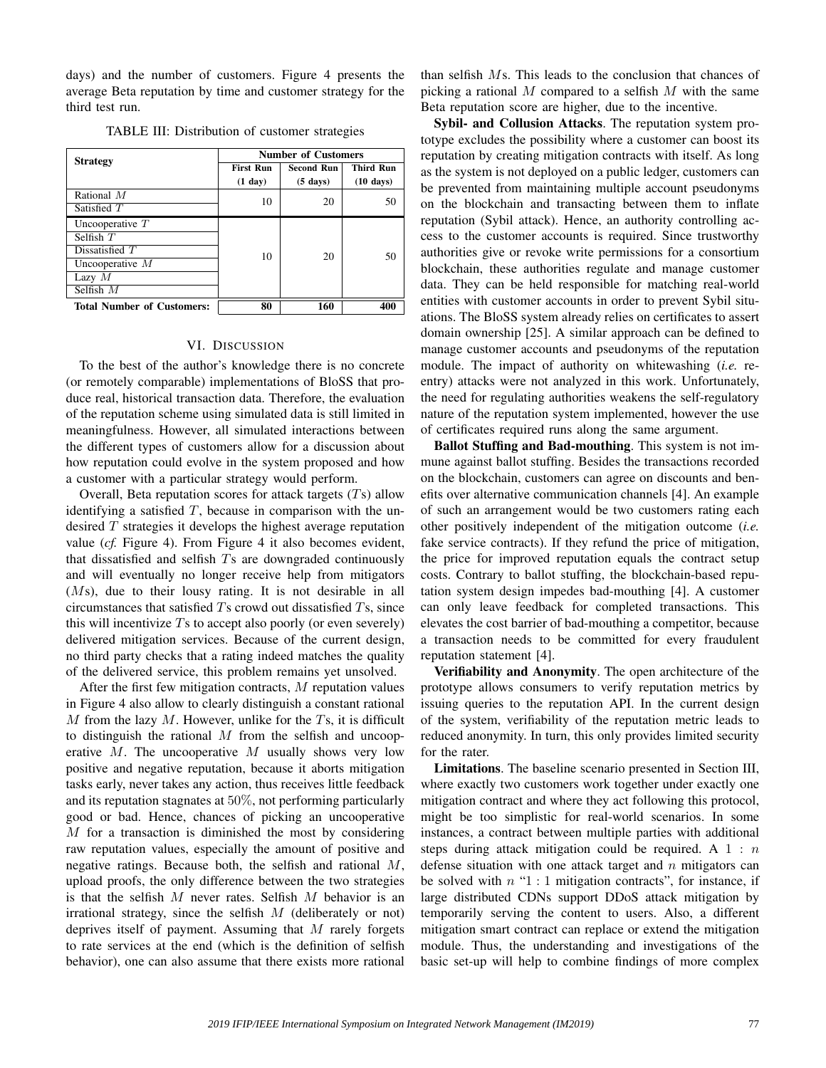days) and the number of customers. Figure 4 presents the average Beta reputation by time and customer strategy for the third test run.

TABLE III: Distribution of customer strategies

| Strategy | Number of Customers | | |
|---|---|---|---|
| | First Run (1 day) | Second Run (5 days) | Third Run (10 days) |
| Rational $M$ | 10 | 20 | 50 |
| Satisfied $T$ | | | |
| Uncooperative $T$ | 10 | 20 | 50 |
| Selfish $T$ | | | |
| Dissatisfied $T$ | | | |
| Uncooperative $M$ | | | |
| Lazy $M$ | | | |
| Selfish $M$ | | | |
| **Total Number of Customers:** | **80** | **160** | **400** |

## VI. Discussion

To the best of the author's knowledge there is no concrete (or remotely comparable) implementations of BloSS that produce real, historical transaction data. Therefore, the evaluation of the reputation scheme using simulated data is still limited in meaningfulness. However, all simulated interactions between the different types of customers allow for a discussion about how reputation could evolve in the system proposed and how a customer with a particular strategy would perform.

Overall, Beta reputation scores for attack targets ($T$s) allow identifying a satisfied $T$, because in comparison with the undesired $T$ strategies it develops the highest average reputation value (*cf.* Figure 4). From Figure 4 it also becomes evident, that dissatisfied and selfish $T$s are downgraded continuously and will eventually no longer receive help from mitigators ($M$s), due to their lousy rating. It is not desirable in all circumstances that satisfied $T$s crowd out dissatisfied $T$s, since this will incentivize $T$s to accept also poorly (or even severely) delivered mitigation services. Because of the current design, no third party checks that a rating indeed matches the quality of the delivered service, this problem remains yet unsolved.

After the first few mitigation contracts, $M$ reputation values in Figure 4 also allow to clearly distinguish a constant rational $M$ from the lazy $M$. However, unlike for the $T$s, it is difficult to distinguish the rational $M$ from the selfish and uncooperative $M$. The uncooperative $M$ usually shows very low positive and negative reputation, because it aborts mitigation tasks early, never takes any action, thus receives little feedback and its reputation stagnates at $50\%$, not performing particularly good or bad. Hence, chances of picking an uncooperative $M$ for a transaction is diminished the most by considering raw reputation values, especially the amount of positive and negative ratings. Because both, the selfish and rational $M$, upload proofs, the only difference between the two strategies is that the selfish $M$ never rates. Selfish $M$ behavior is an irrational strategy, since the selfish $M$ (deliberately or not) deprives itself of payment. Assuming that $M$ rarely forgets to rate services at the end (which is the definition of selfish behavior), one can also assume that there exists more rational than selfish $M$s. This leads to the conclusion that chances of picking a rational $M$ compared to a selfish $M$ with the same Beta reputation score are higher, due to the incentive.

**Sybil- and Collusion Attacks**. The reputation system prototype excludes the possibility where a customer can boost its reputation by creating mitigation contracts with itself. As long as the system is not deployed on a public ledger, customers can be prevented from maintaining multiple account pseudonyms on the blockchain and transacting between them to inflate reputation (Sybil attack). Hence, an authority controlling access to the customer accounts is required. Since trustworthy authorities give or revoke write permissions for a consortium blockchain, these authorities regulate and manage customer data. They can be held responsible for matching real-world entities with customer accounts in order to prevent Sybil situations. The BloSS system already relies on certificates to assert domain ownership [25]. A similar approach can be defined to manage customer accounts and pseudonyms of the reputation module. The impact of authority on whitewashing (*i.e.* re-entry) attacks were not analyzed in this work. Unfortunately, the need for regulating authorities weakens the self-regulatory nature of the reputation system implemented, however the use of certificates required runs along the same argument.

**Ballot Stuffing and Bad-mouthing**. This system is not immune against ballot stuffing. Besides the transactions recorded on the blockchain, customers can agree on discounts and benefits over alternative communication channels [4]. An example of such an arrangement would be two customers rating each other positively independent of the mitigation outcome (*i.e.* fake service contracts). If they refund the price of mitigation, the price for improved reputation equals the contract setup costs. Contrary to ballot stuffing, the blockchain-based reputation system design impedes bad-mouthing [4]. A customer can only leave feedback for completed transactions. This elevates the cost barrier of bad-mouthing a competitor, because a transaction needs to be committed for every fraudulent reputation statement [4].

**Verifiability and Anonymity**. The open architecture of the prototype allows consumers to verify reputation metrics by issuing queries to the reputation API. In the current design of the system, verifiability of the reputation metric leads to reduced anonymity. In turn, this only provides limited security for the rater.

**Limitations**. The baseline scenario presented in Section III, where exactly two customers work together under exactly one mitigation contract and where they act following this protocol, might be too simplistic for real-world scenarios. In some instances, a contract between multiple parties with additional steps during attack mitigation could be required. A $1 : n$ defense situation with one attack target and $n$ mitigators can be solved with $n$ "$1 : 1$ mitigation contracts", for instance, if large distributed CDNs support DDoS attack mitigation by temporarily serving the content to users. Also, a different mitigation smart contract can replace or extend the mitigation module. Thus, the understanding and investigations of the basic set-up will help to combine findings of more complex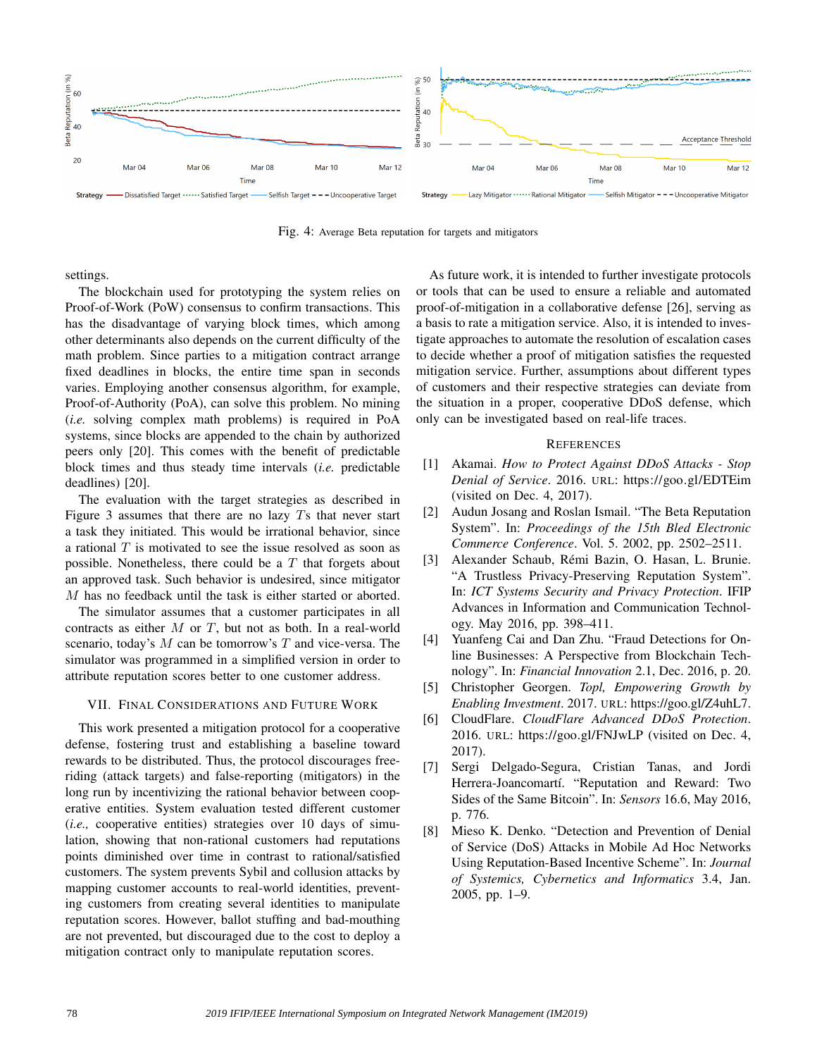Fig. 4: Average Beta reputation for targets and mitigators

settings.

The blockchain used for prototyping the system relies on Proof-of-Work (PoW) consensus to confirm transactions. This has the disadvantage of varying block times, which among other determinants also depends on the current difficulty of the math problem. Since parties to a mitigation contract arrange fixed deadlines in blocks, the entire time span in seconds varies. Employing another consensus algorithm, for example, Proof-of-Authority (PoA), can solve this problem. No mining (*i.e.* solving complex math problems) is required in PoA systems, since blocks are appended to the chain by authorized peers only [20]. This comes with the benefit of predictable block times and thus steady time intervals (*i.e.* predictable deadlines) [20].

The evaluation with the target strategies as described in Figure 3 assumes that there are no lazy $T$s that never start a task they initiated. This would be irrational behavior, since a rational $T$ is motivated to see the issue resolved as soon as possible. Nonetheless, there could be a $T$ that forgets about an approved task. Such behavior is undesired, since mitigator $M$ has no feedback until the task is either started or aborted.

The simulator assumes that a customer participates in all contracts as either $M$ or $T$, but not as both. In a real-world scenario, today's $M$ can be tomorrow's $T$ and vice-versa. The simulator was programmed in a simplified version in order to attribute reputation scores better to one customer address.

## VII. Final Considerations and Future Work

This work presented a mitigation protocol for a cooperative defense, fostering trust and establishing a baseline toward rewards to be distributed. Thus, the protocol discourages free-riding (attack targets) and false-reporting (mitigators) in the long run by incentivizing the rational behavior between cooperative entities. System evaluation tested different customer (*i.e.,* cooperative entities) strategies over 10 days of simulation, showing that non-rational customers had reputations points diminished over time in contrast to rational/satisfied customers. The system prevents Sybil and collusion attacks by mapping customer accounts to real-world identities, preventing customers from creating several identities to manipulate reputation scores. However, ballot stuffing and bad-mouthing are not prevented, but discouraged due to the cost to deploy a mitigation contract only to manipulate reputation scores.

As future work, it is intended to further investigate protocols or tools that can be used to ensure a reliable and automated proof-of-mitigation in a collaborative defense [26], serving as a basis to rate a mitigation service. Also, it is intended to investigate approaches to automate the resolution of escalation cases to decide whether a proof of mitigation satisfies the requested mitigation service. Further, assumptions about different types of customers and their respective strategies can deviate from the situation in a proper, cooperative DDoS defense, which only can be investigated based on real-life traces.

## References

[1] Akamai. *How to Protect Against DDoS Attacks - Stop Denial of Service*. 2016. URL: https://goo.gl/EDTEim (visited on Dec. 4, 2017).

[2] Audun Josang and Roslan Ismail. "The Beta Reputation System". In: *Proceedings of the 15th Bled Electronic Commerce Conference*. Vol. 5. 2002, pp. 2502–2511.

[3] Alexander Schaub, Rémi Bazin, O. Hasan, L. Brunie. "A Trustless Privacy-Preserving Reputation System". In: *ICT Systems Security and Privacy Protection*. IFIP Advances in Information and Communication Technology. May 2016, pp. 398–411.

[4] Yuanfeng Cai and Dan Zhu. "Fraud Detections for Online Businesses: A Perspective from Blockchain Technology". In: *Financial Innovation* 2.1, Dec. 2016, p. 20.

[5] Christopher Georgen. *Topl, Empowering Growth by Enabling Investment*. 2017. URL: https://goo.gl/Z4uhL7.

[6] CloudFlare. *CloudFlare Advanced DDoS Protection*. 2016. URL: https://goo.gl/FNJwLP (visited on Dec. 4, 2017).

[7] Sergi Delgado-Segura, Cristian Tanas, and Jordi Herrera-Joancomartí. "Reputation and Reward: Two Sides of the Same Bitcoin". In: *Sensors* 16.6, May 2016, p. 776.

[8] Mieso K. Denko. "Detection and Prevention of Denial of Service (DoS) Attacks in Mobile Ad Hoc Networks Using Reputation-Based Incentive Scheme". In: *Journal of Systemics, Cybernetics and Informatics* 3.4, Jan. 2005, pp. 1–9.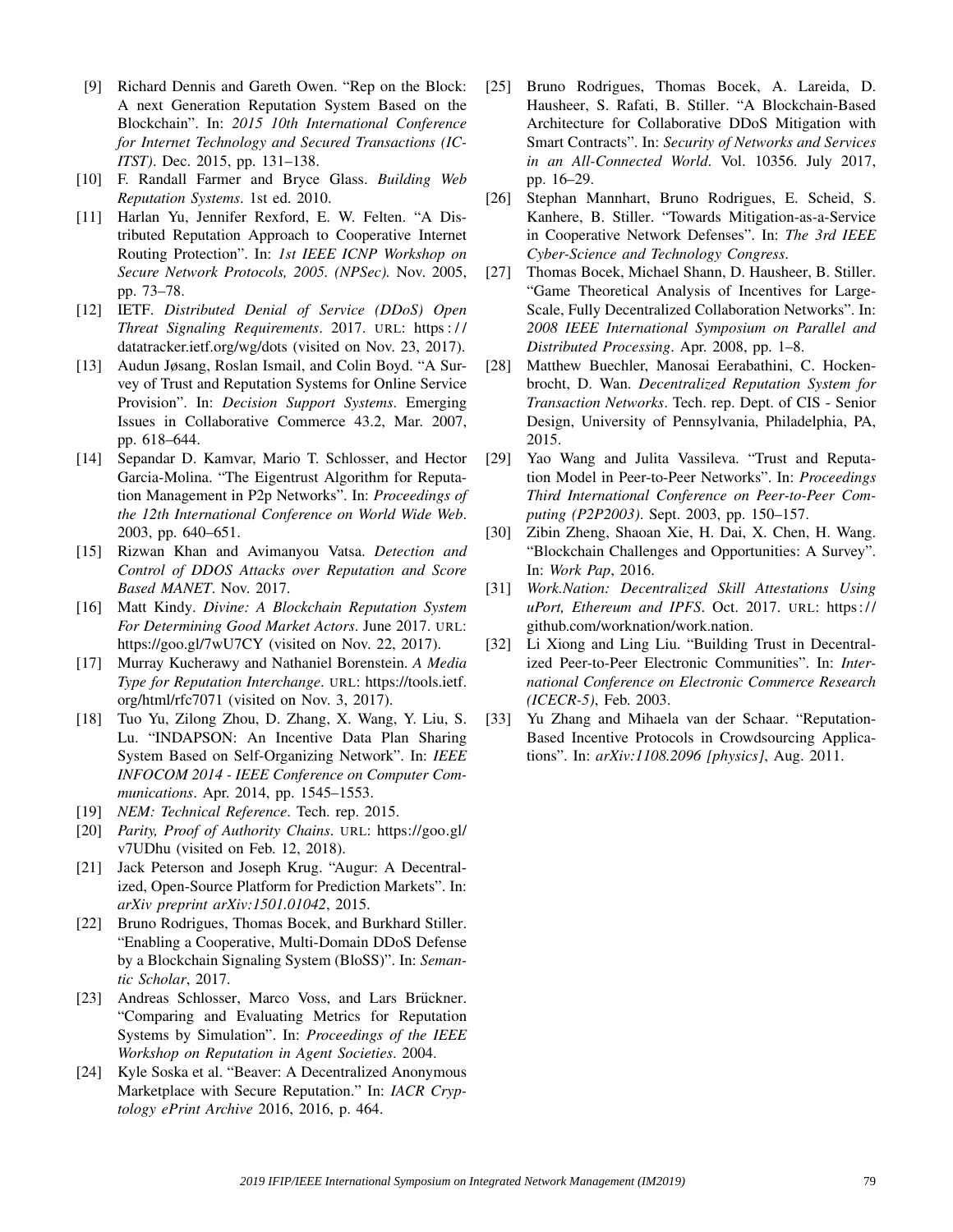[9] Richard Dennis and Gareth Owen. "Rep on the Block: A next Generation Reputation System Based on the Blockchain". In: *2015 10th International Conference for Internet Technology and Secured Transactions (ICITST)*. Dec. 2015, pp. 131–138.

[10] F. Randall Farmer and Bryce Glass. *Building Web Reputation Systems*. 1st ed. 2010.

[11] Harlan Yu, Jennifer Rexford, E. W. Felten. "A Distributed Reputation Approach to Cooperative Internet Routing Protection". In: *1st IEEE ICNP Workshop on Secure Network Protocols, 2005. (NPSec)*. Nov. 2005, pp. 73–78.

[12] IETF. *Distributed Denial of Service (DDoS) Open Threat Signaling Requirements*. 2017. URL: https://datatracker.ietf.org/wg/dots (visited on Nov. 23, 2017).

[13] Audun Jøsang, Roslan Ismail, and Colin Boyd. "A Survey of Trust and Reputation Systems for Online Service Provision". In: *Decision Support Systems*. Emerging Issues in Collaborative Commerce 43.2, Mar. 2007, pp. 618–644.

[14] Sepandar D. Kamvar, Mario T. Schlosser, and Hector Garcia-Molina. "The Eigentrust Algorithm for Reputation Management in P2p Networks". In: *Proceedings of the 12th International Conference on World Wide Web*. 2003, pp. 640–651.

[15] Rizwan Khan and Avimanyou Vatsa. *Detection and Control of DDOS Attacks over Reputation and Score Based MANET*. Nov. 2017.

[16] Matt Kindy. *Divine: A Blockchain Reputation System For Determining Good Market Actors*. June 2017. URL: https://goo.gl/7wU7CY (visited on Nov. 22, 2017).

[17] Murray Kucherawy and Nathaniel Borenstein. *A Media Type for Reputation Interchange*. URL: https://tools.ietf.org/html/rfc7071 (visited on Nov. 3, 2017).

[18] Tuo Yu, Zilong Zhou, D. Zhang, X. Wang, Y. Liu, S. Lu. "INDAPSON: An Incentive Data Plan Sharing System Based on Self-Organizing Network". In: *IEEE INFOCOM 2014 - IEEE Conference on Computer Communications*. Apr. 2014, pp. 1545–1553.

[19] *NEM: Technical Reference*. Tech. rep. 2015.

[20] *Parity, Proof of Authority Chains*. URL: https://goo.gl/v7UDhu (visited on Feb. 12, 2018).

[21] Jack Peterson and Joseph Krug. "Augur: A Decentralized, Open-Source Platform for Prediction Markets". In: *arXiv preprint arXiv:1501.01042*, 2015.

[22] Bruno Rodrigues, Thomas Bocek, and Burkhard Stiller. "Enabling a Cooperative, Multi-Domain DDoS Defense by a Blockchain Signaling System (BloSS)". In: *Semantic Scholar*, 2017.

[23] Andreas Schlosser, Marco Voss, and Lars Brückner. "Comparing and Evaluating Metrics for Reputation Systems by Simulation". In: *Proceedings of the IEEE Workshop on Reputation in Agent Societies*. 2004.

[24] Kyle Soska et al. "Beaver: A Decentralized Anonymous Marketplace with Secure Reputation." In: *IACR Cryptology ePrint Archive* 2016, 2016, p. 464.

[25] Bruno Rodrigues, Thomas Bocek, A. Lareida, D. Hausheer, S. Rafati, B. Stiller. "A Blockchain-Based Architecture for Collaborative DDoS Mitigation with Smart Contracts". In: *Security of Networks and Services in an All-Connected World*. Vol. 10356. July 2017, pp. 16–29.

[26] Stephan Mannhart, Bruno Rodrigues, E. Scheid, S. Kanhere, B. Stiller. "Towards Mitigation-as-a-Service in Cooperative Network Defenses". In: *The 3rd IEEE Cyber-Science and Technology Congress*.

[27] Thomas Bocek, Michael Shann, D. Hausheer, B. Stiller. "Game Theoretical Analysis of Incentives for Large-Scale, Fully Decentralized Collaboration Networks". In: *2008 IEEE International Symposium on Parallel and Distributed Processing*. Apr. 2008, pp. 1–8.

[28] Matthew Buechler, Manosai Eerabathini, C. Hockenbrocht, D. Wan. *Decentralized Reputation System for Transaction Networks*. Tech. rep. Dept. of CIS - Senior Design, University of Pennsylvania, Philadelphia, PA, 2015.

[29] Yao Wang and Julita Vassileva. "Trust and Reputation Model in Peer-to-Peer Networks". In: *Proceedings Third International Conference on Peer-to-Peer Computing (P2P2003)*. Sept. 2003, pp. 150–157.

[30] Zibin Zheng, Shaoan Xie, H. Dai, X. Chen, H. Wang. "Blockchain Challenges and Opportunities: A Survey". In: *Work Pap*, 2016.

[31] *Work.Nation: Decentralized Skill Attestations Using uPort, Ethereum and IPFS*. Oct. 2017. URL: https://github.com/worknation/work.nation.

[32] Li Xiong and Ling Liu. "Building Trust in Decentralized Peer-to-Peer Electronic Communities". In: *International Conference on Electronic Commerce Research (ICECR-5)*, Feb. 2003.

[33] Yu Zhang and Mihaela van der Schaar. "Reputation-Based Incentive Protocols in Crowdsourcing Applications". In: *arXiv:1108.2096 [physics]*, Aug. 2011.